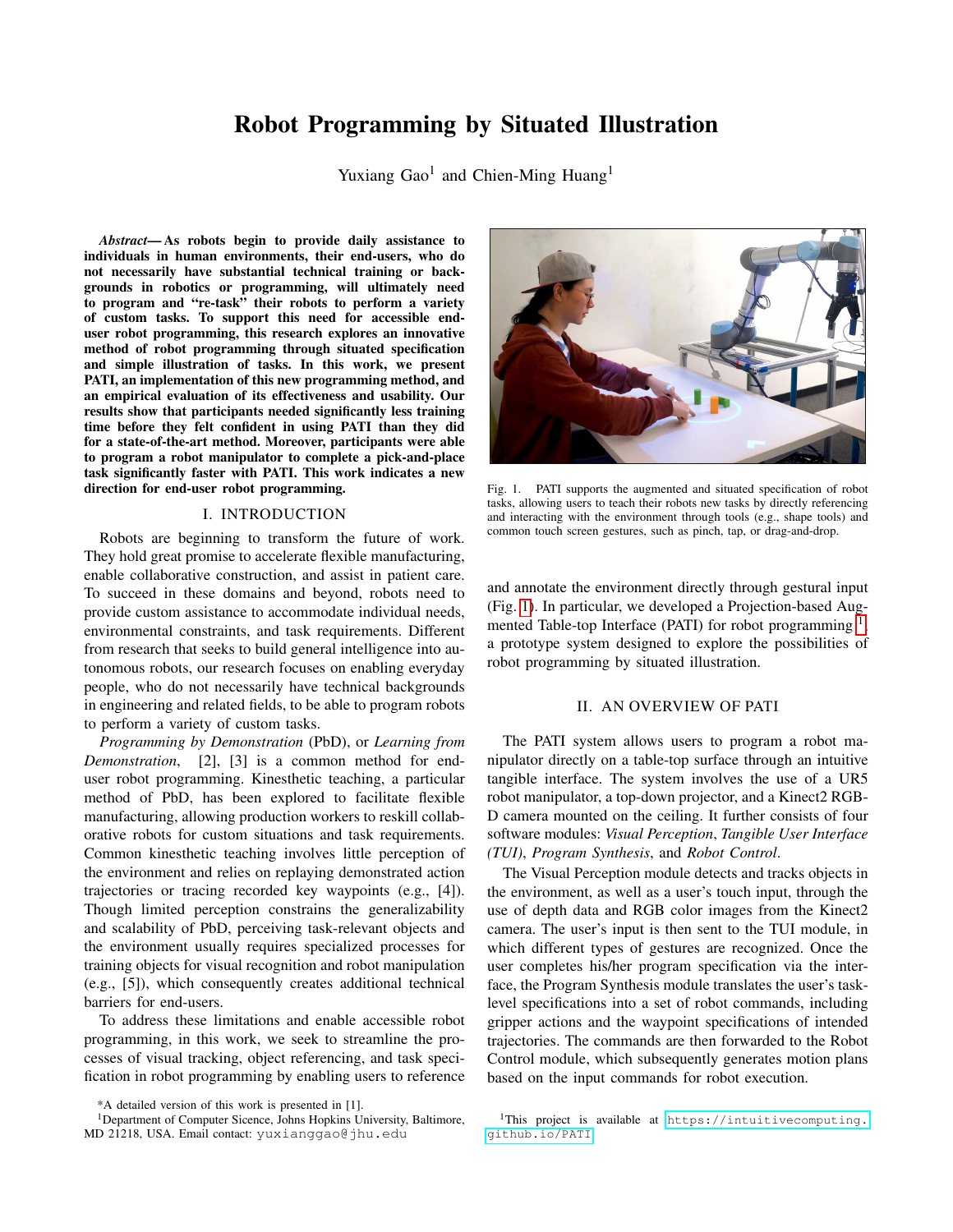# Robot Programming by Situated Illustration

Yuxiang Gao[1] and Chien-Ming Huang[1]

***Abstract*— As robots begin to provide daily assistance to individuals in human environments, their end-users, who do not necessarily have substantial technical training or backgrounds in robotics or programming, will ultimately need to program and "re-task" their robots to perform a variety of custom tasks. To support this need for accessible end-user robot programming, this research explores an innovative method of robot programming through situated specification and simple illustration of tasks. In this work, we present PATI, an implementation of this new programming method, and an empirical evaluation of its effectiveness and usability. Our results show that participants needed significantly less training time before they felt confident in using PATI than they did for a state-of-the-art method. Moreover, participants were able to program a robot manipulator to complete a pick-and-place task significantly faster with PATI. This work indicates a new direction for end-user robot programming.**

## I. INTRODUCTION

Robots are beginning to transform the future of work. They hold great promise to accelerate flexible manufacturing, enable collaborative construction, and assist in patient care. To succeed in these domains and beyond, robots need to provide custom assistance to accommodate individual needs, environmental constraints, and task requirements. Different from research that seeks to build general intelligence into autonomous robots, our research focuses on enabling everyday people, who do not necessarily have technical backgrounds in engineering and related fields, to be able to program robots to perform a variety of custom tasks.

*Programming by Demonstration* (PbD), or *Learning from Demonstration*, [2], [3] is a common method for end-user robot programming. Kinesthetic teaching, a particular method of PbD, has been explored to facilitate flexible manufacturing, allowing production workers to reskill collaborative robots for custom situations and task requirements. Common kinesthetic teaching involves little perception of the environment and relies on replaying demonstrated action trajectories or tracing recorded key waypoints (e.g., [4]). Though limited perception constrains the generalizability and scalability of PbD, perceiving task-relevant objects and the environment usually requires specialized processes for training objects for visual recognition and robot manipulation (e.g., [5]), which consequently creates additional technical barriers for end-users.

To address these limitations and enable accessible robot programming, in this work, we seek to streamline the processes of visual tracking, object referencing, and task specification in robot programming by enabling users to reference and annotate the environment directly through gestural input (Fig. 1). In particular, we developed a Projection-based Augmented Table-top Interface (PATI) for robot programming [1], a prototype system designed to explore the possibilities of robot programming by situated illustration.

Fig. 1. PATI supports the augmented and situated specification of robot tasks, allowing users to teach their robots new tasks by directly referencing and interacting with the environment through tools (e.g., shape tools) and common touch screen gestures, such as pinch, tap, or drag-and-drop.

## II. AN OVERVIEW OF PATI

The PATI system allows users to program a robot manipulator directly on a table-top surface through an intuitive tangible interface. The system involves the use of a UR5 robot manipulator, a top-down projector, and a Kinect2 RGB-D camera mounted on the ceiling. It further consists of four software modules: *Visual Perception*, *Tangible User Interface (TUI)*, *Program Synthesis*, and *Robot Control*.

The Visual Perception module detects and tracks objects in the environment, as well as a user's touch input, through the use of depth data and RGB color images from the Kinect2 camera. The user's input is then sent to the TUI module, in which different types of gestures are recognized. Once the user completes his/her program specification via the interface, the Program Synthesis module translates the user's task-level specifications into a set of robot commands, including gripper actions and the waypoint specifications of intended trajectories. The commands are then forwarded to the Robot Control module, which subsequently generates motion plans based on the input commands for robot execution.

*A detailed version of this work is presented in [1].

[1]Department of Computer Sicence, Johns Hopkins University, Baltimore, MD 21218, USA. Email contact: yuxianggao@jhu.edu

[1]This project is available at https://intuitivecomputing.github.io/PATI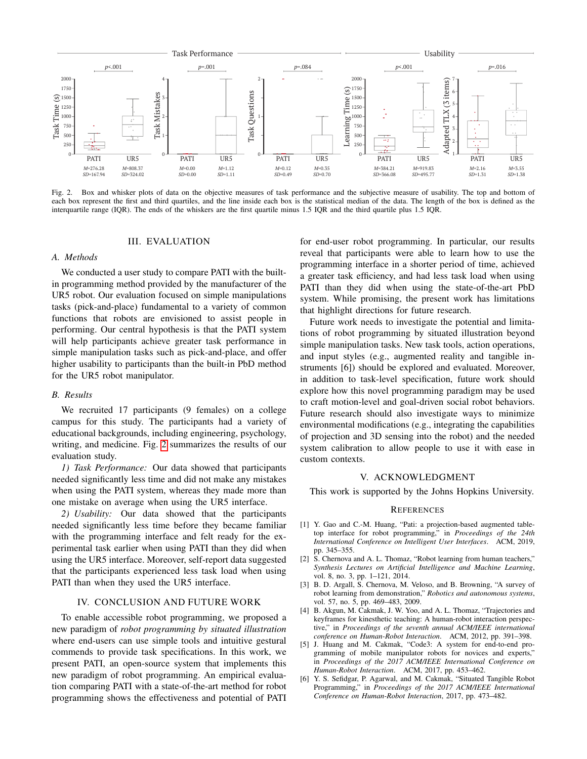Task Performance

Usability

p<.001

Task Time (s)

2000 1750 1500 1250 1000 750 500 250 0

PATI UR5

M=276.28 SD=167.94

M=808.37 SD=324.02

p=.001

Task Mistakes

4 3 2 1 0

PATI UR5

M=0.00 SD=0.00

M=1.12 SD=1.11

p=.084

Task Questions

2 1 0

PATI UR5

M=0.12 SD=0.49

M=0.35 SD=0.70

p<.001

Learning Time (s)

2000 1750 1500 1250 1000 750 500 250 0

PATI UR5

M=384.21 SD=366.08

M=919.83 SD=495.77

p=.016

Adapted TLX (5 items)

7 6 5 4 3 2 1

PATI UR5

M=2.16 SD=1.31

M=3.55 SD=1.38

Fig. 2. Box and whisker plots of data on the objective measures of task performance and the subjective measure of usability. The top and bottom of each box represent the first and third quartiles, and the line inside each box is the statistical median of the data. The length of the box is defined as the interquartile range (IQR). The ends of the whiskers are the first quartile minus 1.5 IQR and the third quartile plus 1.5 IQR.

## III. EVALUATION

### A. Methods

We conducted a user study to compare PATI with the built-in programming method provided by the manufacturer of the UR5 robot. Our evaluation focused on simple manipulations tasks (pick-and-place) fundamental to a variety of common functions that robots are envisioned to assist people in performing. Our central hypothesis is that the PATI system will help participants achieve greater task performance in simple manipulation tasks such as pick-and-place, and offer higher usability to participants than the built-in PbD method for the UR5 robot manipulator.

### B. Results

We recruited 17 participants (9 females) on a college campus for this study. The participants had a variety of educational backgrounds, including engineering, psychology, writing, and medicine. Fig. 2 summarizes the results of our evaluation study.

*1) Task Performance:* Our data showed that participants needed significantly less time and did not make any mistakes when using the PATI system, whereas they made more than one mistake on average when using the UR5 interface.

*2) Usability:* Our data showed that the participants needed significantly less time before they became familiar with the programming interface and felt ready for the experimental task earlier when using PATI than they did when using the UR5 interface. Moreover, self-report data suggested that the participants experienced less task load when using PATI than when they used the UR5 interface.

## IV. CONCLUSION AND FUTURE WORK

To enable accessible robot programming, we proposed a new paradigm of *robot programming by situated illustration* where end-users can use simple tools and intuitive gestural commends to provide task specifications. In this work, we present PATI, an open-source system that implements this new paradigm of robot programming. An empirical evaluation comparing PATI with a state-of-the-art method for robot programming shows the effectiveness and potential of PATI for end-user robot programming. In particular, our results reveal that participants were able to learn how to use the programming interface in a shorter period of time, achieved a greater task efficiency, and had less task load when using PATI than they did when using the state-of-the-art PbD system. While promising, the present work has limitations that highlight directions for future research.

Future work needs to investigate the potential and limitations of robot programming by situated illustration beyond simple manipulation tasks. New task tools, action operations, and input styles (e.g., augmented reality and tangible instruments [6]) should be explored and evaluated. Moreover, in addition to task-level specification, future work should explore how this novel programming paradigm may be used to craft motion-level and goal-driven social robot behaviors. Future research should also investigate ways to minimize environmental modifications (e.g., integrating the capabilities of projection and 3D sensing into the robot) and the needed system calibration to allow people to use it with ease in custom contexts.

## V. ACKNOWLEDGMENT

This work is supported by the Johns Hopkins University.

## REFERENCES

[1] Y. Gao and C.-M. Huang, "Pati: a projection-based augmented tabletop interface for robot programming," in *Proceedings of the 24th International Conference on Intelligent User Interfaces*. ACM, 2019, pp. 345–355.

[2] S. Chernova and A. L. Thomaz, "Robot learning from human teachers," *Synthesis Lectures on Artificial Intelligence and Machine Learning*, vol. 8, no. 3, pp. 1–121, 2014.

[3] B. D. Argall, S. Chernova, M. Veloso, and B. Browning, "A survey of robot learning from demonstration," *Robotics and autonomous systems*, vol. 57, no. 5, pp. 469–483, 2009.

[4] B. Akgun, M. Cakmak, J. W. Yoo, and A. L. Thomaz, "Trajectories and keyframes for kinesthetic teaching: A human-robot interaction perspective," in *Proceedings of the seventh annual ACM/IEEE international conference on Human-Robot Interaction*. ACM, 2012, pp. 391–398.

[5] J. Huang and M. Cakmak, "Code3: A system for end-to-end programming of mobile manipulator robots for novices and experts," in *Proceedings of the 2017 ACM/IEEE International Conference on Human-Robot Interaction*. ACM, 2017, pp. 453–462.

[6] Y. S. Sefidgar, P. Agarwal, and M. Cakmak, "Situated Tangible Robot Programming," in *Proceedings of the 2017 ACM/IEEE International Conference on Human-Robot Interaction*, 2017, pp. 473–482.